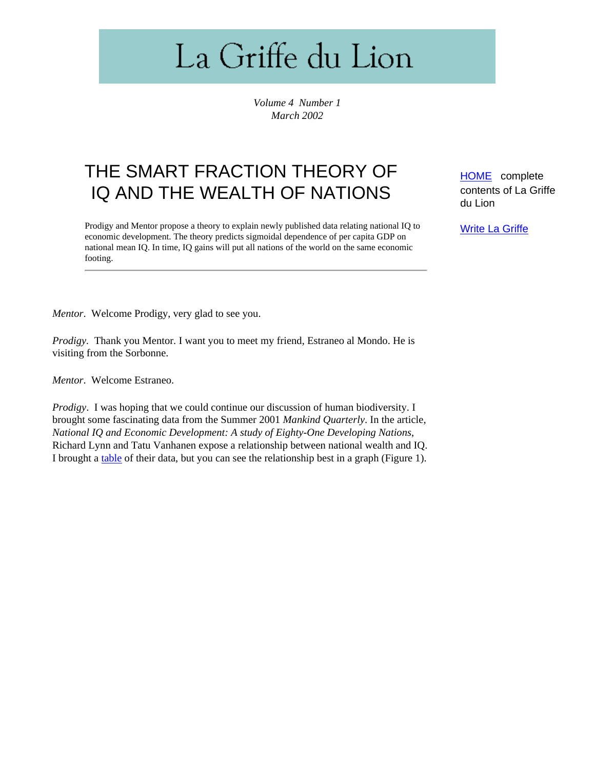# La Griffe du Lion

*Volume 4 Number 1*
*March 2002*

## THE SMART FRACTION THEORY OF IQ AND THE WEALTH OF NATIONS

[HOME](#) complete contents of La Griffe du Lion

[Write La Griffe](#)

Prodigy and Mentor propose a theory to explain newly published data relating national IQ to economic development. The theory predicts sigmoidal dependence of per capita GDP on national mean IQ. In time, IQ gains will put all nations of the world on the same economic footing.

---

*Mentor*. Welcome Prodigy, very glad to see you.

*Prodigy.* Thank you Mentor. I want you to meet my friend, Estraneo al Mondo. He is visiting from the Sorbonne.

*Mentor*. Welcome Estraneo.

*Prodigy*. I was hoping that we could continue our discussion of human biodiversity. I brought some fascinating data from the Summer 2001 *Mankind Quarterly*. In the article, *National IQ and Economic Development: A study of Eighty-One Developing Nations*, Richard Lynn and Tatu Vanhanen expose a relationship between national wealth and IQ. I brought a [table](#) of their data, but you can see the relationship best in a graph (Figure 1).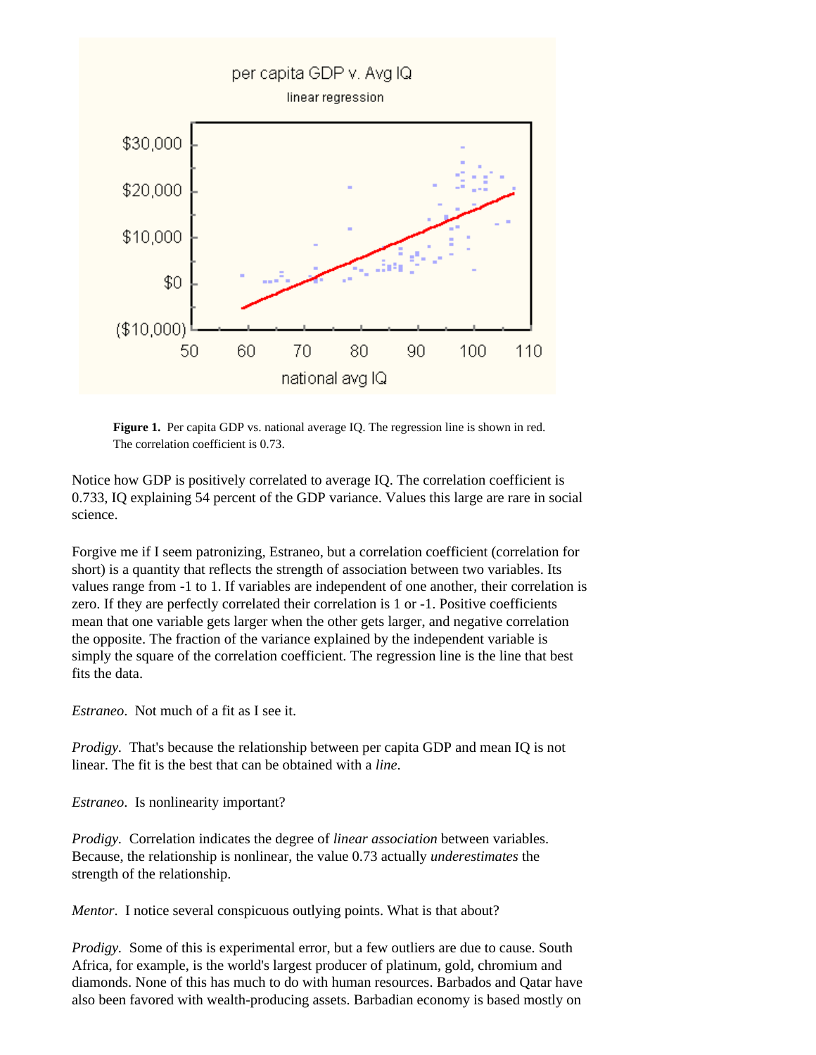**Figure 1.** Per capita GDP vs. national average IQ. The regression line is shown in red. The correlation coefficient is 0.73.

Notice how GDP is positively correlated to average IQ. The correlation coefficient is 0.733, IQ explaining 54 percent of the GDP variance. Values this large are rare in social science.

Forgive me if I seem patronizing, Estraneo, but a correlation coefficient (correlation for short) is a quantity that reflects the strength of association between two variables. Its values range from -1 to 1. If variables are independent of one another, their correlation is zero. If they are perfectly correlated their correlation is 1 or -1. Positive coefficients mean that one variable gets larger when the other gets larger, and negative correlation the opposite. The fraction of the variance explained by the independent variable is simply the square of the correlation coefficient. The regression line is the line that best fits the data.

*Estraneo*. Not much of a fit as I see it.

*Prodigy*. That's because the relationship between per capita GDP and mean IQ is not linear. The fit is the best that can be obtained with a *line*.

*Estraneo*. Is nonlinearity important?

*Prodigy*. Correlation indicates the degree of *linear association* between variables. Because, the relationship is nonlinear, the value 0.73 actually *underestimates* the strength of the relationship.

*Mentor*. I notice several conspicuous outlying points. What is that about?

*Prodigy*. Some of this is experimental error, but a few outliers are due to cause. South Africa, for example, is the world's largest producer of platinum, gold, chromium and diamonds. None of this has much to do with human resources. Barbados and Qatar have also been favored with wealth-producing assets. Barbadian economy is based mostly on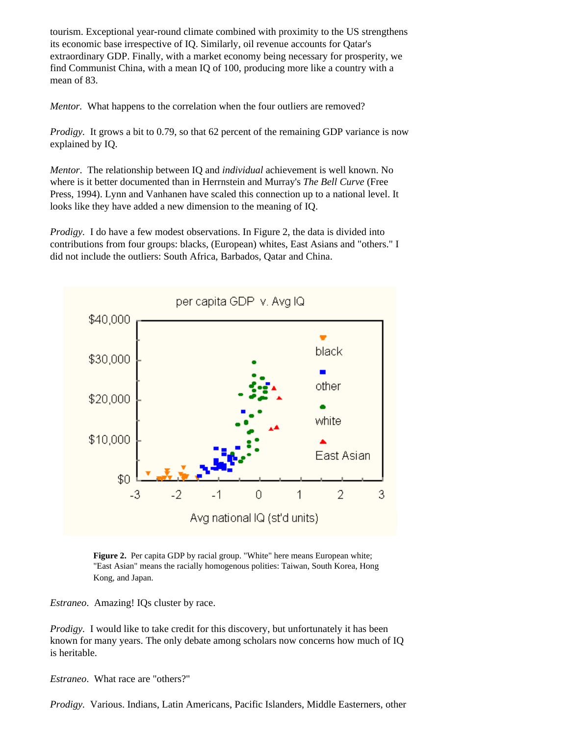tourism. Exceptional year-round climate combined with proximity to the US strengthens its economic base irrespective of IQ. Similarly, oil revenue accounts for Qatar's extraordinary GDP. Finally, with a market economy being necessary for prosperity, we find Communist China, with a mean IQ of 100, producing more like a country with a mean of 83.

*Mentor*. What happens to the correlation when the four outliers are removed?

*Prodigy*. It grows a bit to 0.79, so that 62 percent of the remaining GDP variance is now explained by IQ.

*Mentor*. The relationship between IQ and *individual* achievement is well known. No where is it better documented than in Herrnstein and Murray's *The Bell Curve* (Free Press, 1994). Lynn and Vanhanen have scaled this connection up to a national level. It looks like they have added a new dimension to the meaning of IQ.

*Prodigy*. I do have a few modest observations. In Figure 2, the data is divided into contributions from four groups: blacks, (European) whites, East Asians and "others." I did not include the outliers: South Africa, Barbados, Qatar and China.

**Figure 2.** Per capita GDP by racial group. "White" here means European white; "East Asian" means the racially homogenous polities: Taiwan, South Korea, Hong Kong, and Japan.

*Estraneo*. Amazing! IQs cluster by race.

*Prodigy*. I would like to take credit for this discovery, but unfortunately it has been known for many years. The only debate among scholars now concerns how much of IQ is heritable.

*Estraneo*. What race are "others?"

*Prodigy*. Various. Indians, Latin Americans, Pacific Islanders, Middle Easterners, other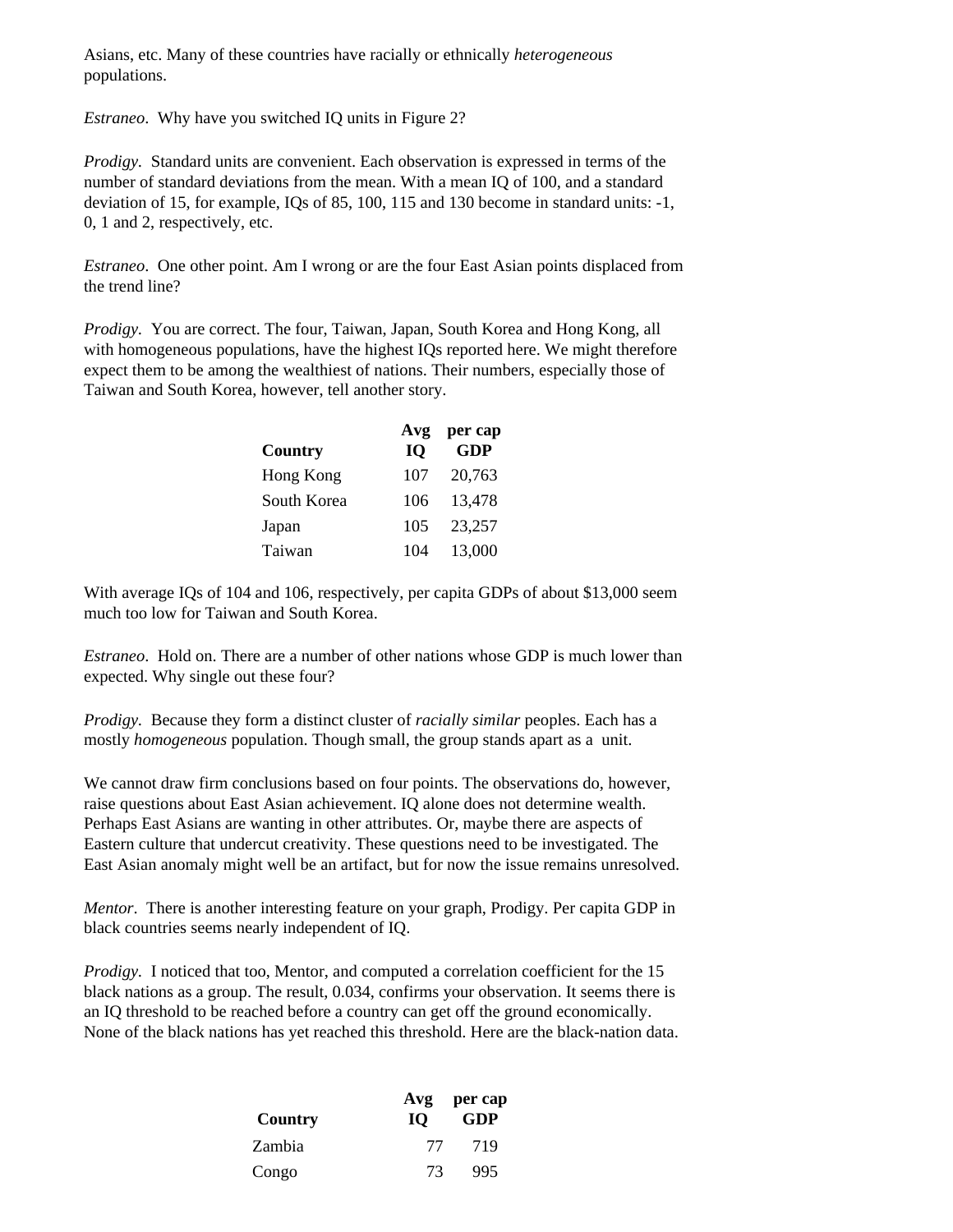Asians, etc. Many of these countries have racially or ethnically *heterogeneous* populations.

*Estraneo*. Why have you switched IQ units in Figure 2?

*Prodigy*. Standard units are convenient. Each observation is expressed in terms of the number of standard deviations from the mean. With a mean IQ of 100, and a standard deviation of 15, for example, IQs of 85, 100, 115 and 130 become in standard units: -1, 0, 1 and 2, respectively, etc.

*Estraneo*. One other point. Am I wrong or are the four East Asian points displaced from the trend line?

*Prodigy*. You are correct. The four, Taiwan, Japan, South Korea and Hong Kong, all with homogeneous populations, have the highest IQs reported here. We might therefore expect them to be among the wealthiest of nations. Their numbers, especially those of Taiwan and South Korea, however, tell another story.

| **Country** | **Avg IQ** | **per cap GDP** |
|---|---|---|
| Hong Kong | 107 | 20,763 |
| South Korea | 106 | 13,478 |
| Japan | 105 | 23,257 |
| Taiwan | 104 | 13,000 |

With average IQs of 104 and 106, respectively, per capita GDPs of about $13,000 seem much too low for Taiwan and South Korea.

*Estraneo*. Hold on. There are a number of other nations whose GDP is much lower than expected. Why single out these four?

*Prodigy*. Because they form a distinct cluster of *racially similar* peoples. Each has a mostly *homogeneous* population. Though small, the group stands apart as a unit.

We cannot draw firm conclusions based on four points. The observations do, however, raise questions about East Asian achievement. IQ alone does not determine wealth. Perhaps East Asians are wanting in other attributes. Or, maybe there are aspects of Eastern culture that undercut creativity. These questions need to be investigated. The East Asian anomaly might well be an artifact, but for now the issue remains unresolved.

*Mentor*. There is another interesting feature on your graph, Prodigy. Per capita GDP in black countries seems nearly independent of IQ.

*Prodigy*. I noticed that too, Mentor, and computed a correlation coefficient for the 15 black nations as a group. The result, 0.034, confirms your observation. It seems there is an IQ threshold to be reached before a country can get off the ground economically. None of the black nations has yet reached this threshold. Here are the black-nation data.

| **Country** | **Avg IQ** | **per cap GDP** |
|---|---|---|
| Zambia | 77 | 719 |
| Congo | 73 | 995 |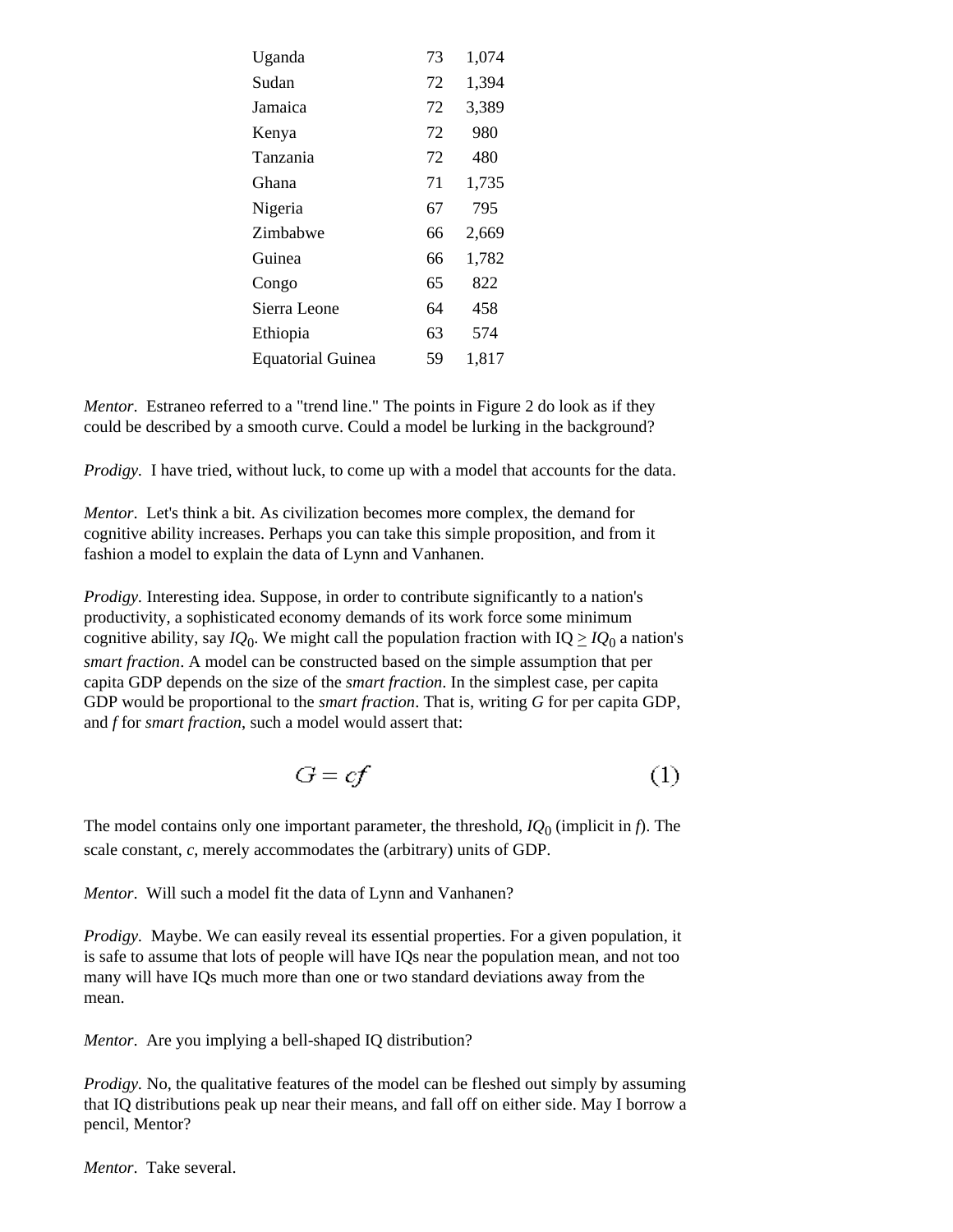| | | |
|---|---|---|
| Uganda | 73 | 1,074 |
| Sudan | 72 | 1,394 |
| Jamaica | 72 | 3,389 |
| Kenya | 72 | 980 |
| Tanzania | 72 | 480 |
| Ghana | 71 | 1,735 |
| Nigeria | 67 | 795 |
| Zimbabwe | 66 | 2,669 |
| Guinea | 66 | 1,782 |
| Congo | 65 | 822 |
| Sierra Leone | 64 | 458 |
| Ethiopia | 63 | 574 |
| Equatorial Guinea | 59 | 1,817 |

*Mentor*. Estraneo referred to a "trend line." The points in Figure 2 do look as if they could be described by a smooth curve. Could a model be lurking in the background?

*Prodigy*. I have tried, without luck, to come up with a model that accounts for the data.

*Mentor*. Let's think a bit. As civilization becomes more complex, the demand for cognitive ability increases. Perhaps you can take this simple proposition, and from it fashion a model to explain the data of Lynn and Vanhanen.

*Prodigy*. Interesting idea. Suppose, in order to contribute significantly to a nation's productivity, a sophisticated economy demands of its work force some minimum cognitive ability, say $IQ_0$. We might call the population fraction with IQ $\geq IQ_0$ a nation's *smart fraction*. A model can be constructed based on the simple assumption that per capita GDP depends on the size of the *smart fraction*. In the simplest case, per capita GDP would be proportional to the *smart fraction*. That is, writing *G* for per capita GDP, and *f* for *smart fraction*, such a model would assert that:

$$G = cf \tag{1}$$

The model contains only one important parameter, the threshold, $IQ_0$ (implicit in *f*). The scale constant, *c*, merely accommodates the (arbitrary) units of GDP.

*Mentor*. Will such a model fit the data of Lynn and Vanhanen?

*Prodigy*. Maybe. We can easily reveal its essential properties. For a given population, it is safe to assume that lots of people will have IQs near the population mean, and not too many will have IQs much more than one or two standard deviations away from the mean.

*Mentor*. Are you implying a bell-shaped IQ distribution?

*Prodigy*. No, the qualitative features of the model can be fleshed out simply by assuming that IQ distributions peak up near their means, and fall off on either side. May I borrow a pencil, Mentor?

*Mentor*. Take several.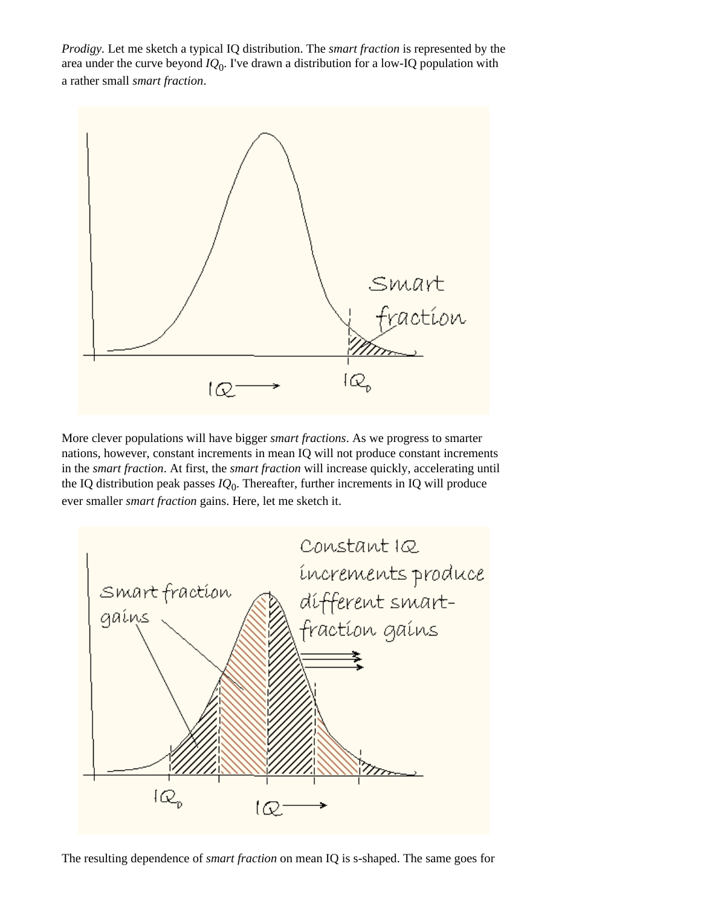*Prodigy*. Let me sketch a typical IQ distribution. The *smart fraction* is represented by the area under the curve beyond $IQ_0$. I've drawn a distribution for a low-IQ population with a rather small *smart fraction*.

More clever populations will have bigger *smart fractions*. As we progress to smarter nations, however, constant increments in mean IQ will not produce constant increments in the *smart fraction*. At first, the *smart fraction* will increase quickly, accelerating until the IQ distribution peak passes $IQ_0$. Thereafter, further increments in IQ will produce ever smaller *smart fraction* gains. Here, let me sketch it.

The resulting dependence of *smart fraction* on mean IQ is s-shaped. The same goes for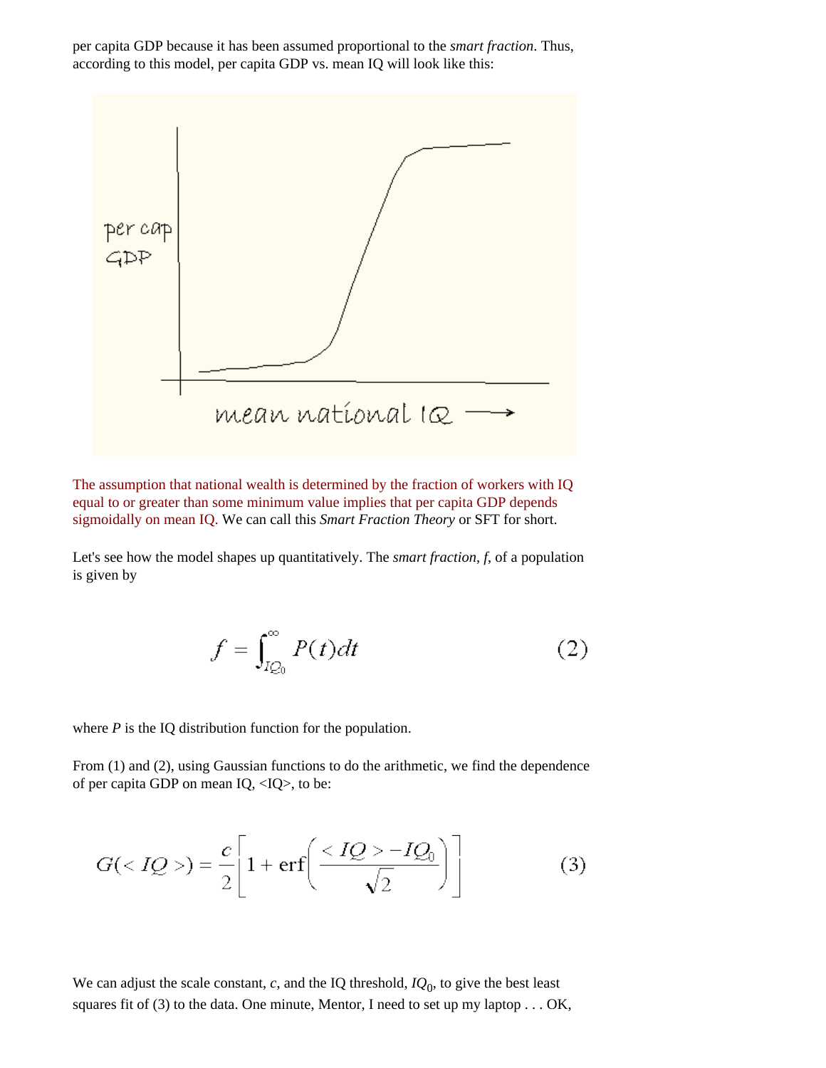per capita GDP because it has been assumed proportional to the *smart fraction*. Thus, according to this model, per capita GDP vs. mean IQ will look like this:

The assumption that national wealth is determined by the fraction of workers with IQ equal to or greater than some minimum value implies that per capita GDP depends sigmoidally on mean IQ. We can call this *Smart Fraction Theory* or SFT for short.

Let's see how the model shapes up quantitatively. The *smart fraction*, *f*, of a population is given by

$$f = \int_{IQ_0}^{\infty} P(t)dt \qquad (2)$$

where *P* is the IQ distribution function for the population.

From (1) and (2), using Gaussian functions to do the arithmetic, we find the dependence of per capita GDP on mean IQ, <IQ>, to be:

$$G(<IQ>) = \frac{c}{2}\left[1 + \mathrm{erf}\left(\frac{<IQ> - IQ_0}{\sqrt{2}}\right)\right] \qquad (3)$$

We can adjust the scale constant, *c*, and the IQ threshold, $IQ_0$, to give the best least squares fit of (3) to the data. One minute, Mentor, I need to set up my laptop . . . OK,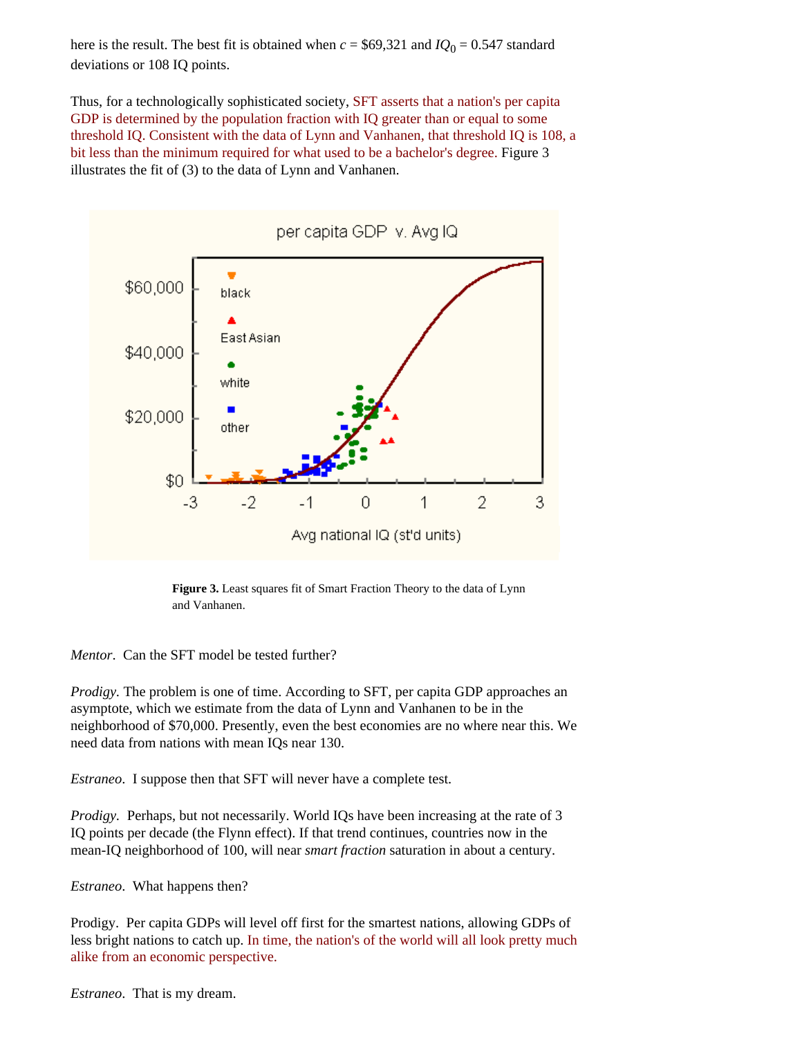here is the result. The best fit is obtained when $c$ = $69,321 and $IQ_0$ = 0.547 standard deviations or 108 IQ points.

Thus, for a technologically sophisticated society, SFT asserts that a nation's per capita GDP is determined by the population fraction with IQ greater than or equal to some threshold IQ. Consistent with the data of Lynn and Vanhanen, that threshold IQ is 108, a bit less than the minimum required for what used to be a bachelor's degree. Figure 3 illustrates the fit of (3) to the data of Lynn and Vanhanen.

**Figure 3.** Least squares fit of Smart Fraction Theory to the data of Lynn and Vanhanen.

*Mentor*. Can the SFT model be tested further?

*Prodigy*. The problem is one of time. According to SFT, per capita GDP approaches an asymptote, which we estimate from the data of Lynn and Vanhanen to be in the neighborhood of $70,000. Presently, even the best economies are no where near this. We need data from nations with mean IQs near 130.

*Estraneo*. I suppose then that SFT will never have a complete test.

*Prodigy*. Perhaps, but not necessarily. World IQs have been increasing at the rate of 3 IQ points per decade (the Flynn effect). If that trend continues, countries now in the mean-IQ neighborhood of 100, will near *smart fraction* saturation in about a century.

*Estraneo*. What happens then?

Prodigy. Per capita GDPs will level off first for the smartest nations, allowing GDPs of less bright nations to catch up. In time, the nation's of the world will all look pretty much alike from an economic perspective.

*Estraneo*. That is my dream.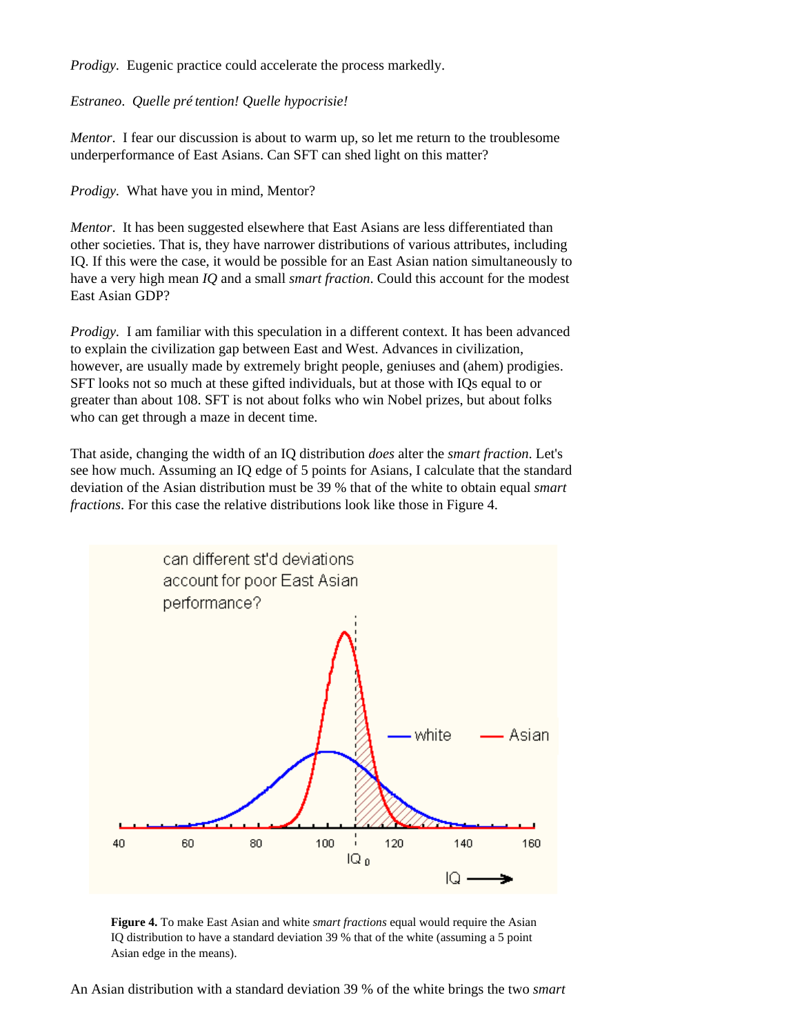*Prodigy*. Eugenic practice could accelerate the process markedly.

*Estraneo*. *Quelle pré tention! Quelle hypocrisie!*

*Mentor*. I fear our discussion is about to warm up, so let me return to the troublesome underperformance of East Asians. Can SFT can shed light on this matter?

*Prodigy*. What have you in mind, Mentor?

*Mentor*. It has been suggested elsewhere that East Asians are less differentiated than other societies. That is, they have narrower distributions of various attributes, including IQ. If this were the case, it would be possible for an East Asian nation simultaneously to have a very high mean *IQ* and a small *smart fraction*. Could this account for the modest East Asian GDP?

*Prodigy*. I am familiar with this speculation in a different context. It has been advanced to explain the civilization gap between East and West. Advances in civilization, however, are usually made by extremely bright people, geniuses and (ahem) prodigies. SFT looks not so much at these gifted individuals, but at those with IQs equal to or greater than about 108. SFT is not about folks who win Nobel prizes, but about folks who can get through a maze in decent time.

That aside, changing the width of an IQ distribution *does* alter the *smart fraction*. Let's see how much. Assuming an IQ edge of 5 points for Asians, I calculate that the standard deviation of the Asian distribution must be 39 % that of the white to obtain equal *smart fractions*. For this case the relative distributions look like those in Figure 4.

**Figure 4.** To make East Asian and white *smart fractions* equal would require the Asian IQ distribution to have a standard deviation 39 % that of the white (assuming a 5 point Asian edge in the means).

An Asian distribution with a standard deviation 39 % of the white brings the two *smart*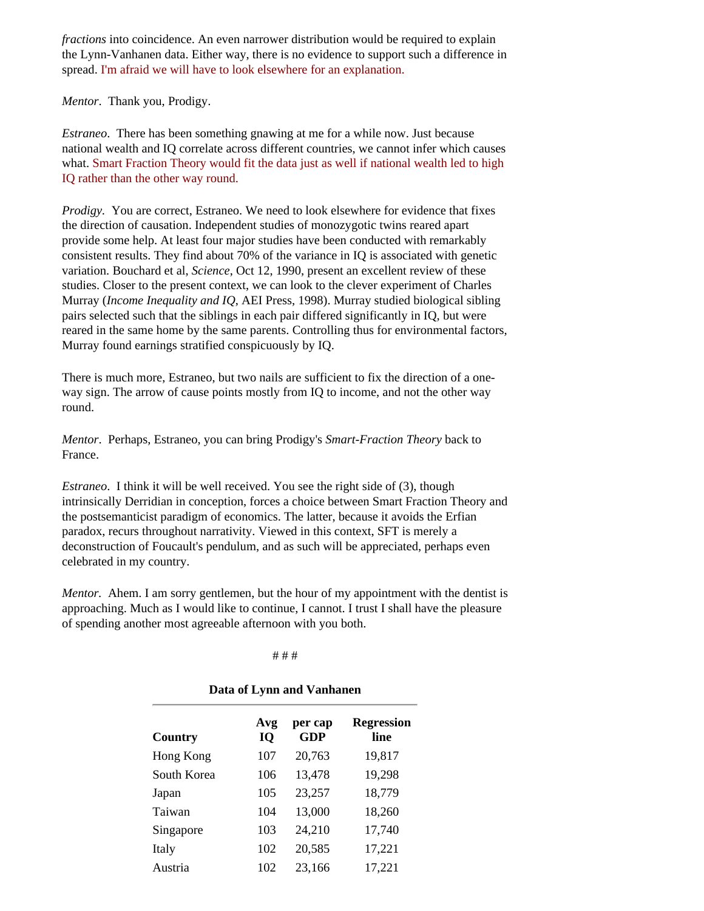*fractions* into coincidence. An even narrower distribution would be required to explain the Lynn-Vanhanen data. Either way, there is no evidence to support such a difference in spread. I'm afraid we will have to look elsewhere for an explanation.

*Mentor*. Thank you, Prodigy.

*Estraneo*. There has been something gnawing at me for a while now. Just because national wealth and IQ correlate across different countries, we cannot infer which causes what. Smart Fraction Theory would fit the data just as well if national wealth led to high IQ rather than the other way round.

*Prodigy*. You are correct, Estraneo. We need to look elsewhere for evidence that fixes the direction of causation. Independent studies of monozygotic twins reared apart provide some help. At least four major studies have been conducted with remarkably consistent results. They find about 70% of the variance in IQ is associated with genetic variation. Bouchard et al, *Science*, Oct 12, 1990, present an excellent review of these studies. Closer to the present context, we can look to the clever experiment of Charles Murray (*Income Inequality and IQ*, AEI Press, 1998). Murray studied biological sibling pairs selected such that the siblings in each pair differed significantly in IQ, but were reared in the same home by the same parents. Controlling thus for environmental factors, Murray found earnings stratified conspicuously by IQ.

There is much more, Estraneo, but two nails are sufficient to fix the direction of a one-way sign. The arrow of cause points mostly from IQ to income, and not the other way round.

*Mentor*. Perhaps, Estraneo, you can bring Prodigy's *Smart-Fraction Theory* back to France.

*Estraneo*. I think it will be well received. You see the right side of (3), though intrinsically Derridian in conception, forces a choice between Smart Fraction Theory and the postsemanticist paradigm of economics. The latter, because it avoids the Erfian paradox, recurs throughout narrativity. Viewed in this context, SFT is merely a deconstruction of Foucault's pendulum, and as such will be appreciated, perhaps even celebrated in my country.

*Mentor.* Ahem. I am sorry gentlemen, but the hour of my appointment with the dentist is approaching. Much as I would like to continue, I cannot. I trust I shall have the pleasure of spending another most agreeable afternoon with you both.

# # #

**Data of Lynn and Vanhanen**

| Country | Avg IQ | per cap GDP | Regression line |
|---|---|---|---|
| Hong Kong | 107 | 20,763 | 19,817 |
| South Korea | 106 | 13,478 | 19,298 |
| Japan | 105 | 23,257 | 18,779 |
| Taiwan | 104 | 13,000 | 18,260 |
| Singapore | 103 | 24,210 | 17,740 |
| Italy | 102 | 20,585 | 17,221 |
| Austria | 102 | 23,166 | 17,221 |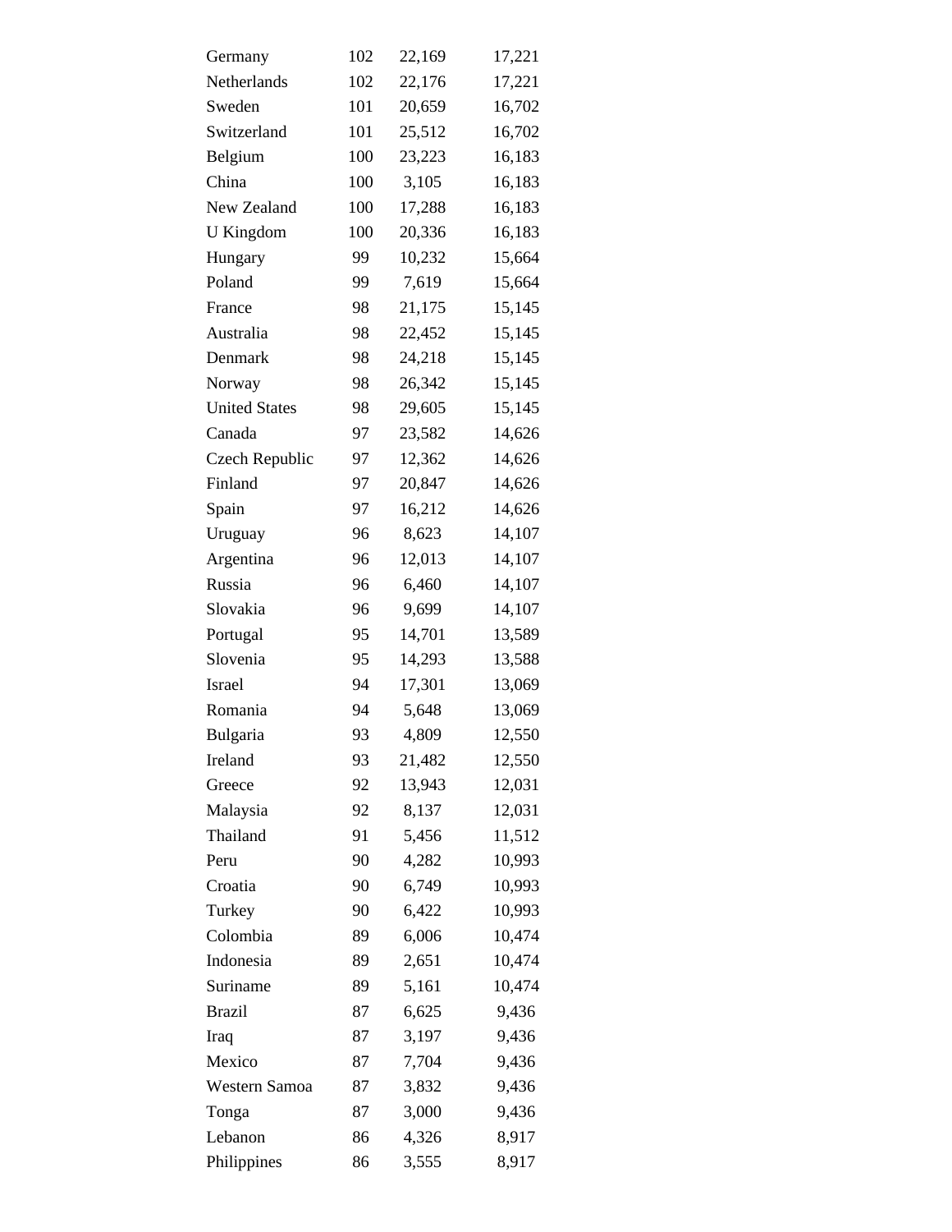| | | | |
|---|---|---|---|
| Germany | 102 | 22,169 | 17,221 |
| Netherlands | 102 | 22,176 | 17,221 |
| Sweden | 101 | 20,659 | 16,702 |
| Switzerland | 101 | 25,512 | 16,702 |
| Belgium | 100 | 23,223 | 16,183 |
| China | 100 | 3,105 | 16,183 |
| New Zealand | 100 | 17,288 | 16,183 |
| U Kingdom | 100 | 20,336 | 16,183 |
| Hungary | 99 | 10,232 | 15,664 |
| Poland | 99 | 7,619 | 15,664 |
| France | 98 | 21,175 | 15,145 |
| Australia | 98 | 22,452 | 15,145 |
| Denmark | 98 | 24,218 | 15,145 |
| Norway | 98 | 26,342 | 15,145 |
| United States | 98 | 29,605 | 15,145 |
| Canada | 97 | 23,582 | 14,626 |
| Czech Republic | 97 | 12,362 | 14,626 |
| Finland | 97 | 20,847 | 14,626 |
| Spain | 97 | 16,212 | 14,626 |
| Uruguay | 96 | 8,623 | 14,107 |
| Argentina | 96 | 12,013 | 14,107 |
| Russia | 96 | 6,460 | 14,107 |
| Slovakia | 96 | 9,699 | 14,107 |
| Portugal | 95 | 14,701 | 13,589 |
| Slovenia | 95 | 14,293 | 13,588 |
| Israel | 94 | 17,301 | 13,069 |
| Romania | 94 | 5,648 | 13,069 |
| Bulgaria | 93 | 4,809 | 12,550 |
| Ireland | 93 | 21,482 | 12,550 |
| Greece | 92 | 13,943 | 12,031 |
| Malaysia | 92 | 8,137 | 12,031 |
| Thailand | 91 | 5,456 | 11,512 |
| Peru | 90 | 4,282 | 10,993 |
| Croatia | 90 | 6,749 | 10,993 |
| Turkey | 90 | 6,422 | 10,993 |
| Colombia | 89 | 6,006 | 10,474 |
| Indonesia | 89 | 2,651 | 10,474 |
| Suriname | 89 | 5,161 | 10,474 |
| Brazil | 87 | 6,625 | 9,436 |
| Iraq | 87 | 3,197 | 9,436 |
| Mexico | 87 | 7,704 | 9,436 |
| Western Samoa | 87 | 3,832 | 9,436 |
| Tonga | 87 | 3,000 | 9,436 |
| Lebanon | 86 | 4,326 | 8,917 |
| Philippines | 86 | 3,555 | 8,917 |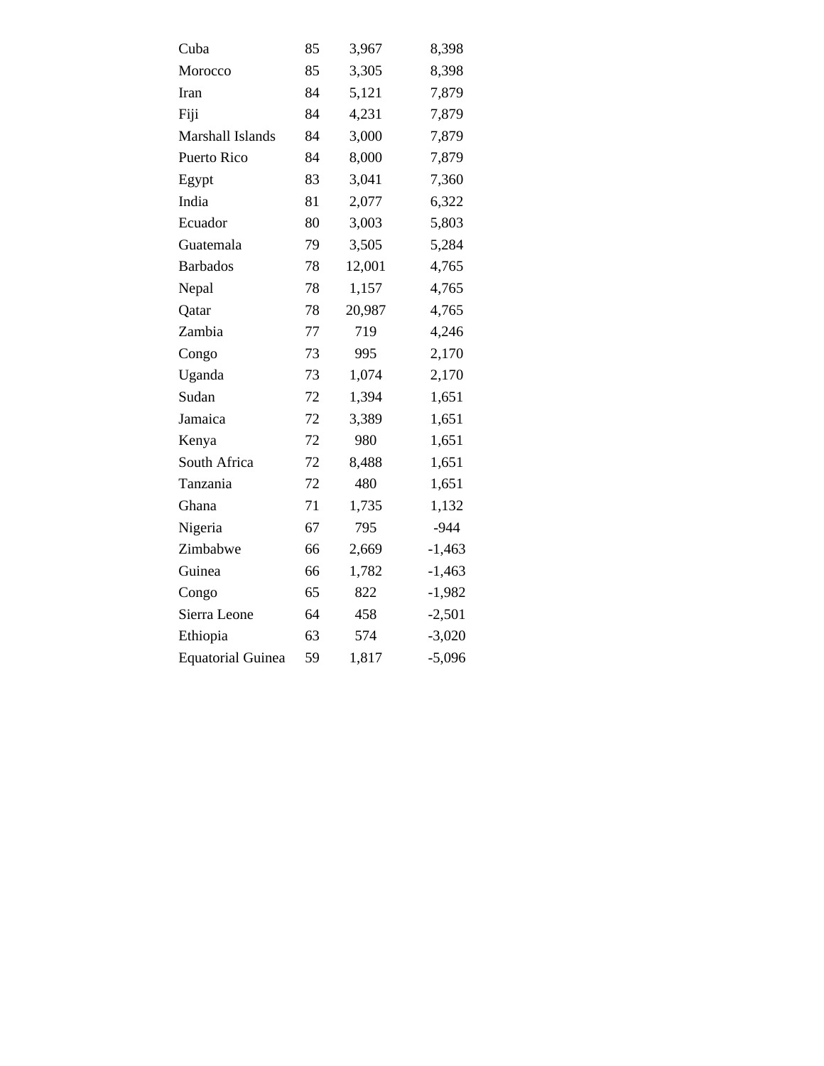| | | | |
|---|---|---|---|
| Cuba | 85 | 3,967 | 8,398 |
| Morocco | 85 | 3,305 | 8,398 |
| Iran | 84 | 5,121 | 7,879 |
| Fiji | 84 | 4,231 | 7,879 |
| Marshall Islands | 84 | 3,000 | 7,879 |
| Puerto Rico | 84 | 8,000 | 7,879 |
| Egypt | 83 | 3,041 | 7,360 |
| India | 81 | 2,077 | 6,322 |
| Ecuador | 80 | 3,003 | 5,803 |
| Guatemala | 79 | 3,505 | 5,284 |
| Barbados | 78 | 12,001 | 4,765 |
| Nepal | 78 | 1,157 | 4,765 |
| Qatar | 78 | 20,987 | 4,765 |
| Zambia | 77 | 719 | 4,246 |
| Congo | 73 | 995 | 2,170 |
| Uganda | 73 | 1,074 | 2,170 |
| Sudan | 72 | 1,394 | 1,651 |
| Jamaica | 72 | 3,389 | 1,651 |
| Kenya | 72 | 980 | 1,651 |
| South Africa | 72 | 8,488 | 1,651 |
| Tanzania | 72 | 480 | 1,651 |
| Ghana | 71 | 1,735 | 1,132 |
| Nigeria | 67 | 795 | -944 |
| Zimbabwe | 66 | 2,669 | -1,463 |
| Guinea | 66 | 1,782 | -1,463 |
| Congo | 65 | 822 | -1,982 |
| Sierra Leone | 64 | 458 | -2,501 |
| Ethiopia | 63 | 574 | -3,020 |
| Equatorial Guinea | 59 | 1,817 | -5,096 |